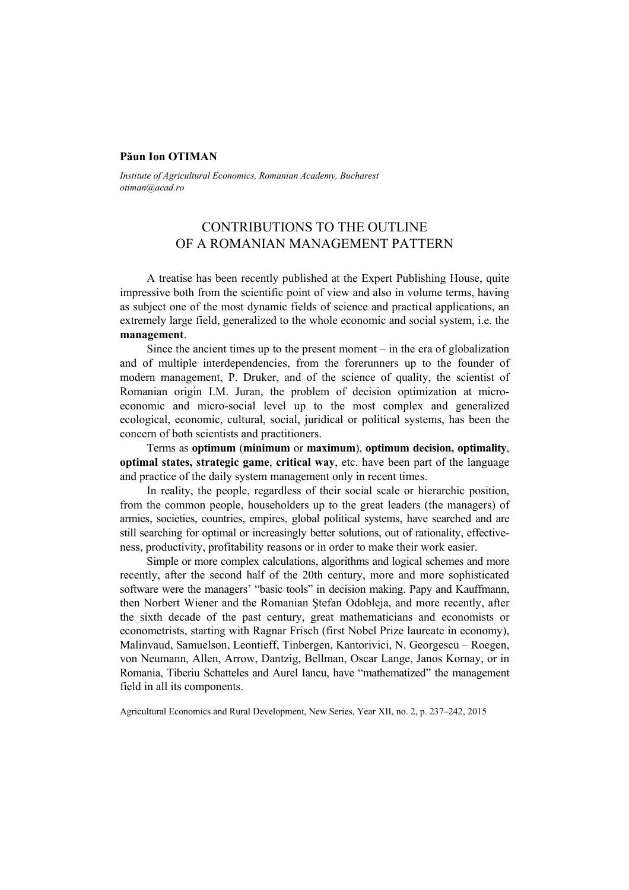**Păun Ion OTIMAN**

*Institute of Agricultural Economics, Romanian Academy, Bucharest*
*otiman@acad.ro*

# CONTRIBUTIONS TO THE OUTLINE OF A ROMANIAN MANAGEMENT PATTERN

A treatise has been recently published at the Expert Publishing House, quite impressive both from the scientific point of view and also in volume terms, having as subject one of the most dynamic fields of science and practical applications, an extremely large field, generalized to the whole economic and social system, i.e. the **management**.

Since the ancient times up to the present moment – in the era of globalization and of multiple interdependencies, from the forerunners up to the founder of modern management, P. Druker, and of the science of quality, the scientist of Romanian origin I.M. Juran, the problem of decision optimization at micro-economic and micro-social level up to the most complex and generalized ecological, economic, cultural, social, juridical or political systems, has been the concern of both scientists and practitioners.

Terms as **optimum** (**minimum** or **maximum**), **optimum decision, optimality**, **optimal states, strategic game**, **critical way**, etc. have been part of the language and practice of the daily system management only in recent times.

In reality, the people, regardless of their social scale or hierarchic position, from the common people, householders up to the great leaders (the managers) of armies, societies, countries, empires, global political systems, have searched and are still searching for optimal or increasingly better solutions, out of rationality, effectiveness, productivity, profitability reasons or in order to make their work easier.

Simple or more complex calculations, algorithms and logical schemes and more recently, after the second half of the 20th century, more and more sophisticated software were the managers' "basic tools" in decision making. Papy and Kauffmann, then Norbert Wiener and the Romanian Ştefan Odobleja, and more recently, after the sixth decade of the past century, great mathematicians and economists or econometrists, starting with Ragnar Frisch (first Nobel Prize laureate in economy), Malinvaud, Samuelson, Leontieff, Tinbergen, Kantorivici, N. Georgescu – Roegen, von Neumann, Allen, Arrow, Dantzig, Bellman, Oscar Lange, Janos Kornay, or in Romania, Tiberiu Schatteles and Aurel Iancu, have "mathematized" the management field in all its components.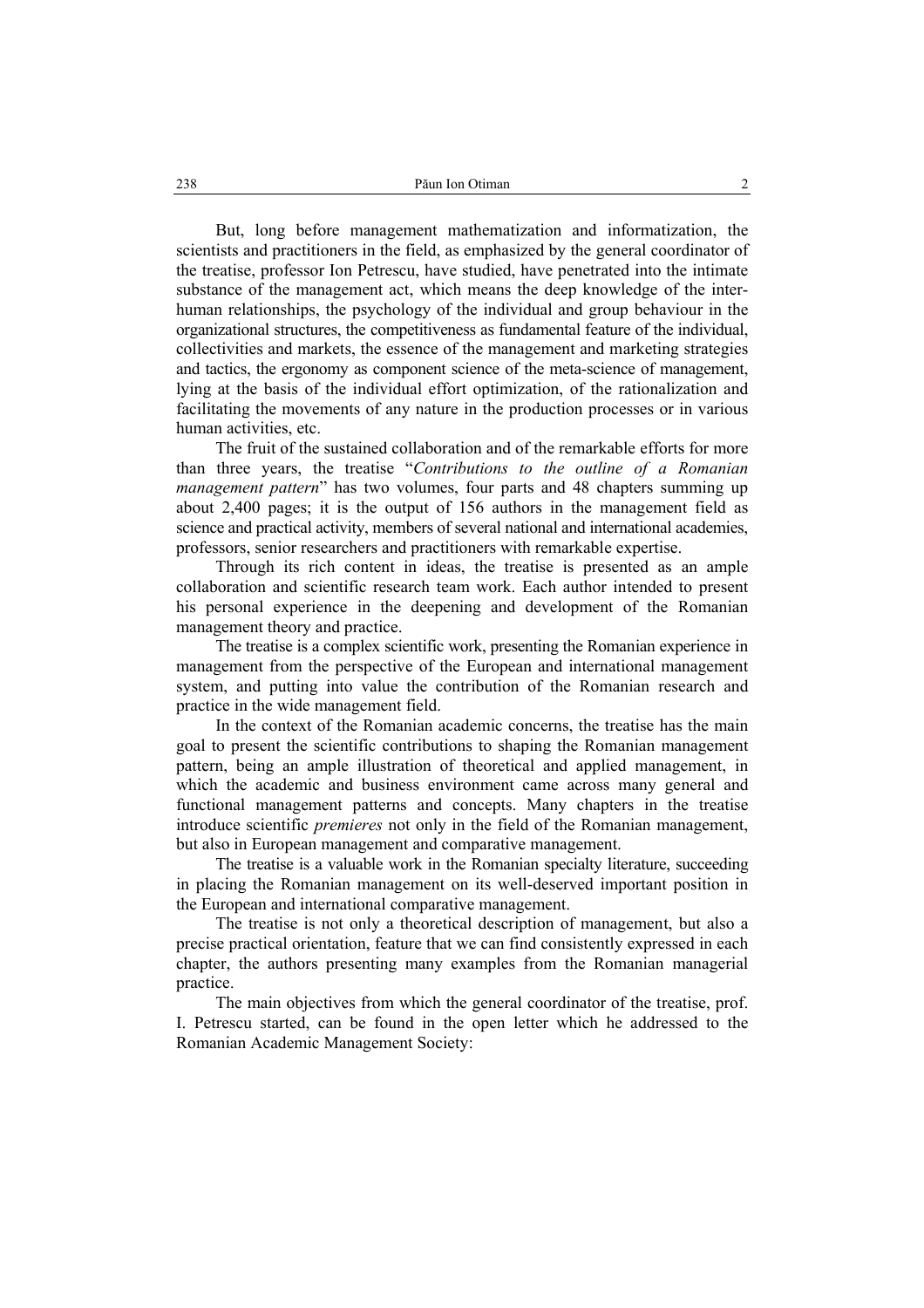But, long before management mathematization and informatization, the scientists and practitioners in the field, as emphasized by the general coordinator of the treatise, professor Ion Petrescu, have studied, have penetrated into the intimate substance of the management act, which means the deep knowledge of the inter-human relationships, the psychology of the individual and group behaviour in the organizational structures, the competitiveness as fundamental feature of the individual, collectivities and markets, the essence of the management and marketing strategies and tactics, the ergonomy as component science of the meta-science of management, lying at the basis of the individual effort optimization, of the rationalization and facilitating the movements of any nature in the production processes or in various human activities, etc.

The fruit of the sustained collaboration and of the remarkable efforts for more than three years, the treatise "*Contributions to the outline of a Romanian management pattern*" has two volumes, four parts and 48 chapters summing up about 2,400 pages; it is the output of 156 authors in the management field as science and practical activity, members of several national and international academies, professors, senior researchers and practitioners with remarkable expertise.

Through its rich content in ideas, the treatise is presented as an ample collaboration and scientific research team work. Each author intended to present his personal experience in the deepening and development of the Romanian management theory and practice.

The treatise is a complex scientific work, presenting the Romanian experience in management from the perspective of the European and international management system, and putting into value the contribution of the Romanian research and practice in the wide management field.

In the context of the Romanian academic concerns, the treatise has the main goal to present the scientific contributions to shaping the Romanian management pattern, being an ample illustration of theoretical and applied management, in which the academic and business environment came across many general and functional management patterns and concepts. Many chapters in the treatise introduce scientific *premieres* not only in the field of the Romanian management, but also in European management and comparative management.

The treatise is a valuable work in the Romanian specialty literature, succeeding in placing the Romanian management on its well-deserved important position in the European and international comparative management.

The treatise is not only a theoretical description of management, but also a precise practical orientation, feature that we can find consistently expressed in each chapter, the authors presenting many examples from the Romanian managerial practice.

The main objectives from which the general coordinator of the treatise, prof. I. Petrescu started, can be found in the open letter which he addressed to the Romanian Academic Management Society: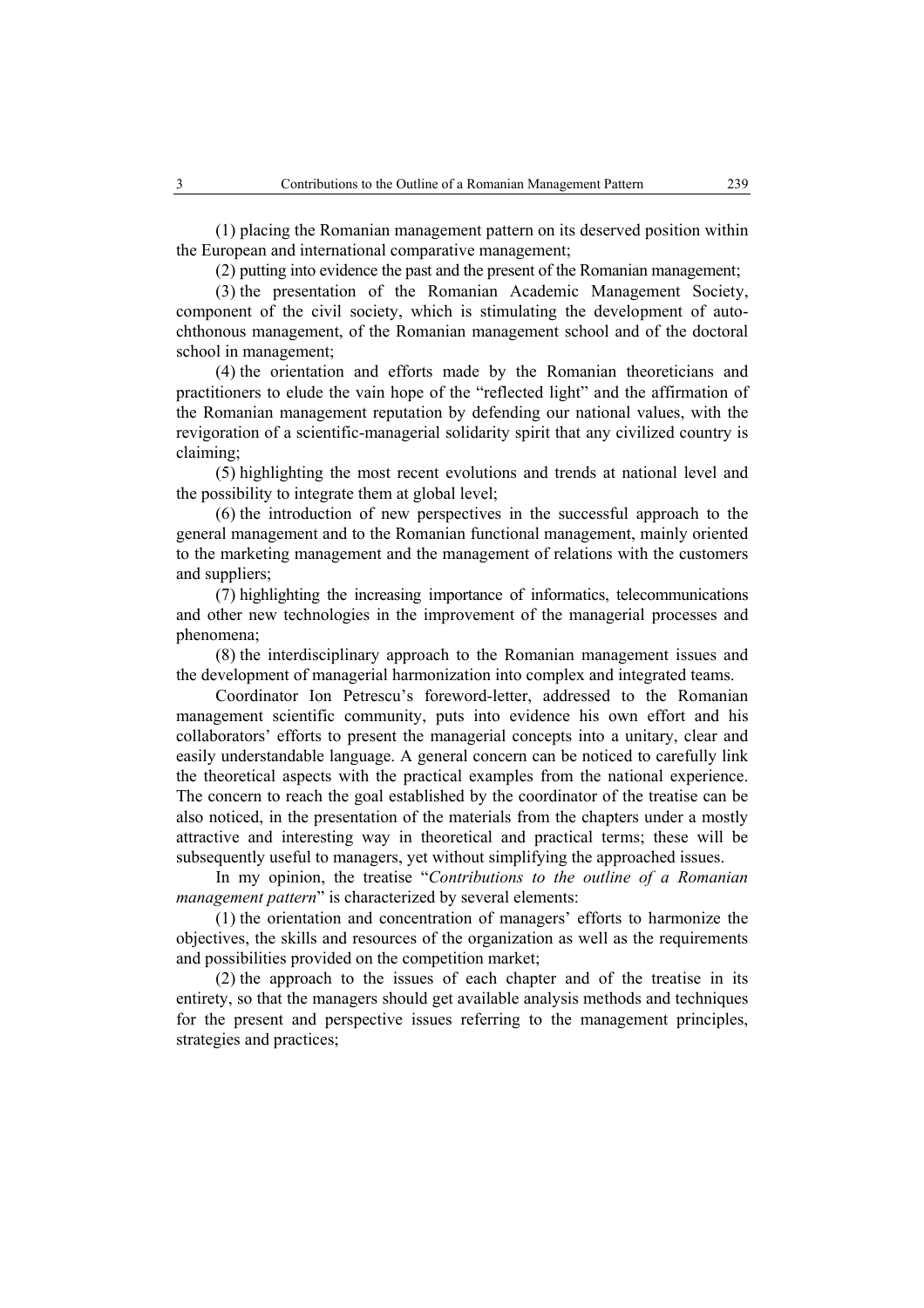(1) placing the Romanian management pattern on its deserved position within the European and international comparative management;

(2) putting into evidence the past and the present of the Romanian management;

(3) the presentation of the Romanian Academic Management Society, component of the civil society, which is stimulating the development of auto-chthonous management, of the Romanian management school and of the doctoral school in management;

(4) the orientation and efforts made by the Romanian theoreticians and practitioners to elude the vain hope of the "reflected light" and the affirmation of the Romanian management reputation by defending our national values, with the revigoration of a scientific-managerial solidarity spirit that any civilized country is claiming;

(5) highlighting the most recent evolutions and trends at national level and the possibility to integrate them at global level;

(6) the introduction of new perspectives in the successful approach to the general management and to the Romanian functional management, mainly oriented to the marketing management and the management of relations with the customers and suppliers;

(7) highlighting the increasing importance of informatics, telecommunications and other new technologies in the improvement of the managerial processes and phenomena;

(8) the interdisciplinary approach to the Romanian management issues and the development of managerial harmonization into complex and integrated teams.

Coordinator Ion Petrescu's foreword-letter, addressed to the Romanian management scientific community, puts into evidence his own effort and his collaborators' efforts to present the managerial concepts into a unitary, clear and easily understandable language. A general concern can be noticed to carefully link the theoretical aspects with the practical examples from the national experience. The concern to reach the goal established by the coordinator of the treatise can be also noticed, in the presentation of the materials from the chapters under a mostly attractive and interesting way in theoretical and practical terms; these will be subsequently useful to managers, yet without simplifying the approached issues.

In my opinion, the treatise "*Contributions to the outline of a Romanian management pattern*" is characterized by several elements:

(1) the orientation and concentration of managers' efforts to harmonize the objectives, the skills and resources of the organization as well as the requirements and possibilities provided on the competition market;

(2) the approach to the issues of each chapter and of the treatise in its entirety, so that the managers should get available analysis methods and techniques for the present and perspective issues referring to the management principles, strategies and practices;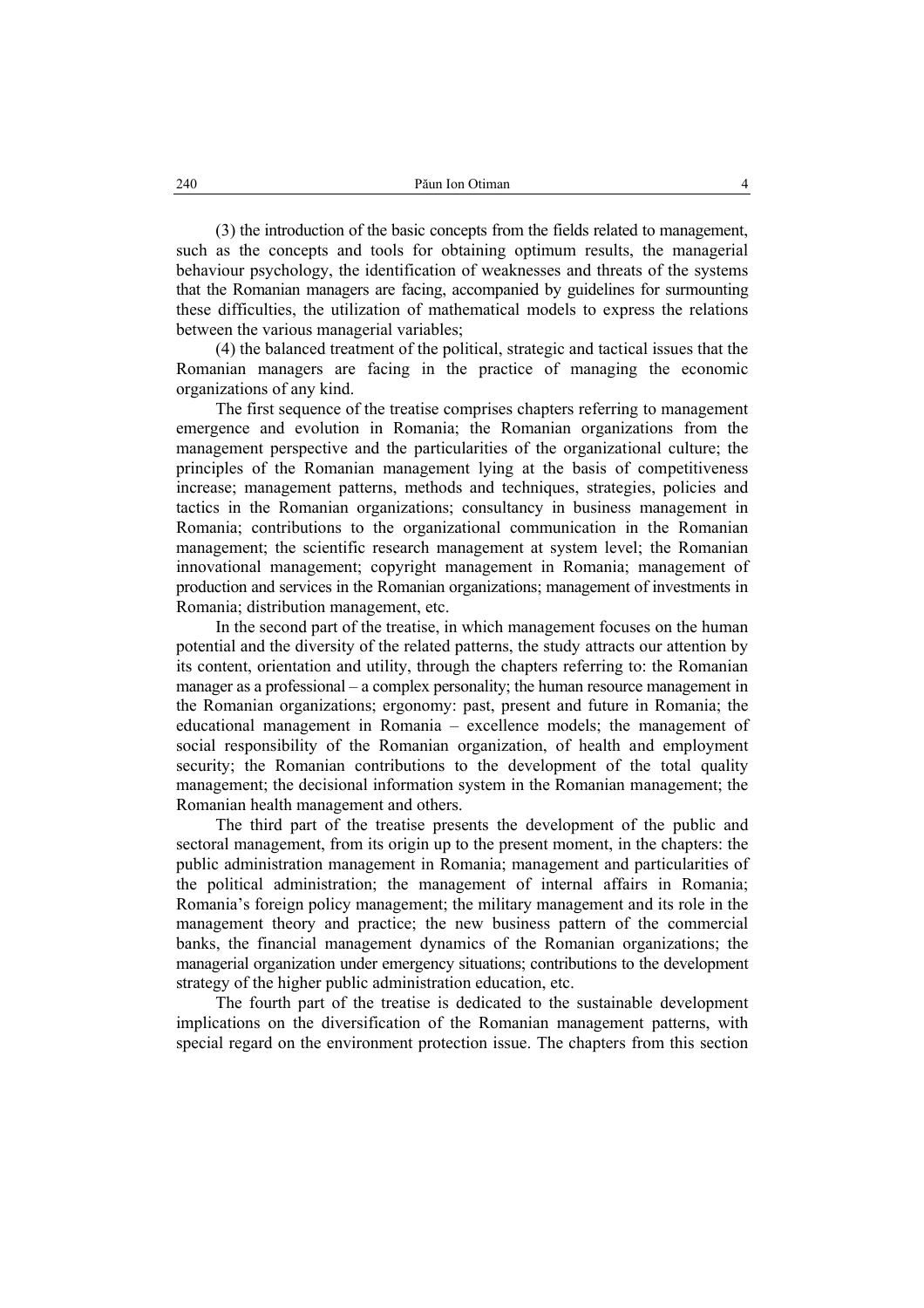(3) the introduction of the basic concepts from the fields related to management, such as the concepts and tools for obtaining optimum results, the managerial behaviour psychology, the identification of weaknesses and threats of the systems that the Romanian managers are facing, accompanied by guidelines for surmounting these difficulties, the utilization of mathematical models to express the relations between the various managerial variables;

(4) the balanced treatment of the political, strategic and tactical issues that the Romanian managers are facing in the practice of managing the economic organizations of any kind.

The first sequence of the treatise comprises chapters referring to management emergence and evolution in Romania; the Romanian organizations from the management perspective and the particularities of the organizational culture; the principles of the Romanian management lying at the basis of competitiveness increase; management patterns, methods and techniques, strategies, policies and tactics in the Romanian organizations; consultancy in business management in Romania; contributions to the organizational communication in the Romanian management; the scientific research management at system level; the Romanian innovational management; copyright management in Romania; management of production and services in the Romanian organizations; management of investments in Romania; distribution management, etc.

In the second part of the treatise, in which management focuses on the human potential and the diversity of the related patterns, the study attracts our attention by its content, orientation and utility, through the chapters referring to: the Romanian manager as a professional – a complex personality; the human resource management in the Romanian organizations; ergonomy: past, present and future in Romania; the educational management in Romania – excellence models; the management of social responsibility of the Romanian organization, of health and employment security; the Romanian contributions to the development of the total quality management; the decisional information system in the Romanian management; the Romanian health management and others.

The third part of the treatise presents the development of the public and sectoral management, from its origin up to the present moment, in the chapters: the public administration management in Romania; management and particularities of the political administration; the management of internal affairs in Romania; Romania's foreign policy management; the military management and its role in the management theory and practice; the new business pattern of the commercial banks, the financial management dynamics of the Romanian organizations; the managerial organization under emergency situations; contributions to the development strategy of the higher public administration education, etc.

The fourth part of the treatise is dedicated to the sustainable development implications on the diversification of the Romanian management patterns, with special regard on the environment protection issue. The chapters from this section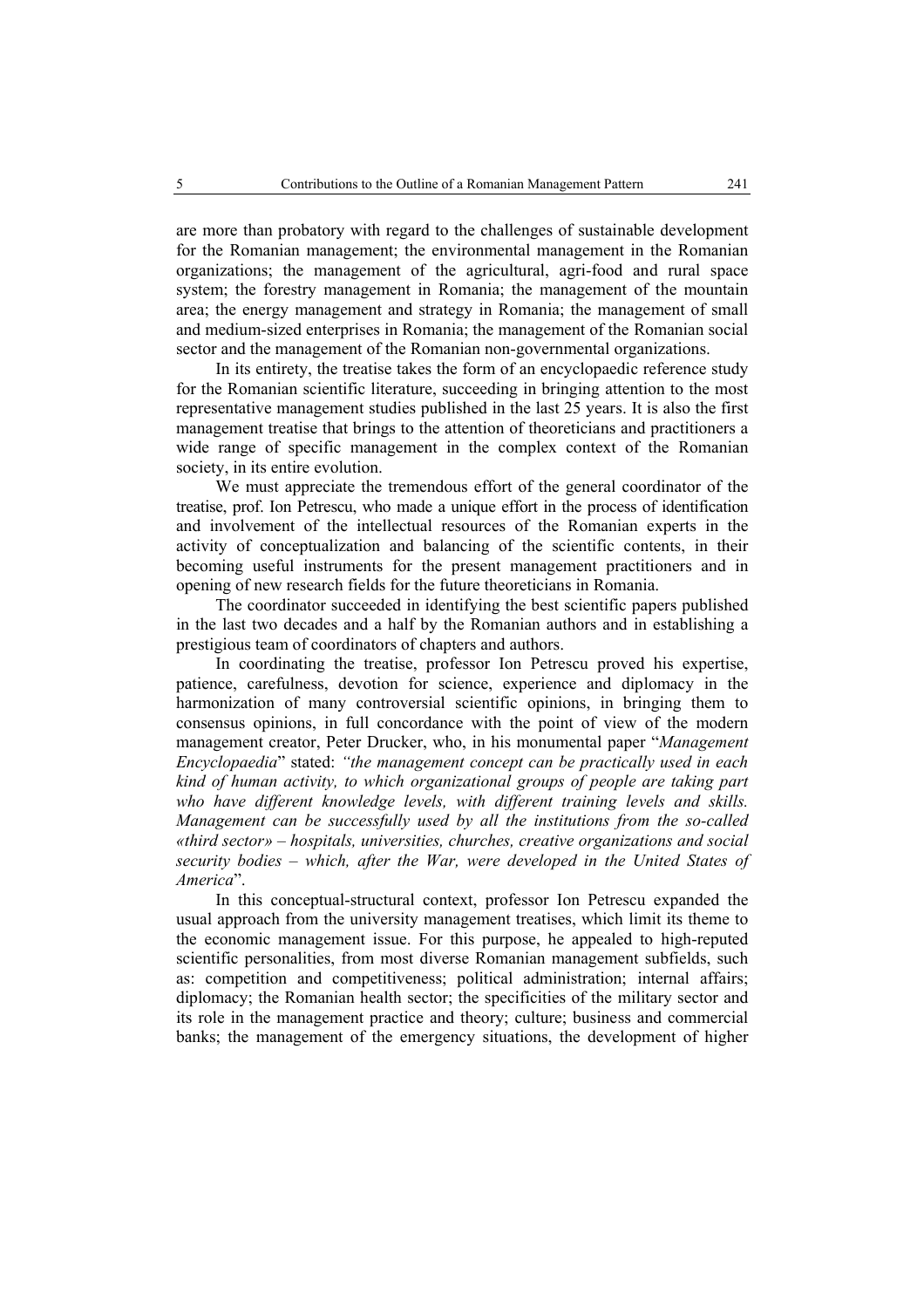are more than probatory with regard to the challenges of sustainable development for the Romanian management; the environmental management in the Romanian organizations; the management of the agricultural, agri-food and rural space system; the forestry management in Romania; the management of the mountain area; the energy management and strategy in Romania; the management of small and medium-sized enterprises in Romania; the management of the Romanian social sector and the management of the Romanian non-governmental organizations.

In its entirety, the treatise takes the form of an encyclopaedic reference study for the Romanian scientific literature, succeeding in bringing attention to the most representative management studies published in the last 25 years. It is also the first management treatise that brings to the attention of theoreticians and practitioners a wide range of specific management in the complex context of the Romanian society, in its entire evolution.

We must appreciate the tremendous effort of the general coordinator of the treatise, prof. Ion Petrescu, who made a unique effort in the process of identification and involvement of the intellectual resources of the Romanian experts in the activity of conceptualization and balancing of the scientific contents, in their becoming useful instruments for the present management practitioners and in opening of new research fields for the future theoreticians in Romania.

The coordinator succeeded in identifying the best scientific papers published in the last two decades and a half by the Romanian authors and in establishing a prestigious team of coordinators of chapters and authors.

In coordinating the treatise, professor Ion Petrescu proved his expertise, patience, carefulness, devotion for science, experience and diplomacy in the harmonization of many controversial scientific opinions, in bringing them to consensus opinions, in full concordance with the point of view of the modern management creator, Peter Drucker, who, in his monumental paper "*Management Encyclopaedia*" stated: *"the management concept can be practically used in each kind of human activity, to which organizational groups of people are taking part who have different knowledge levels, with different training levels and skills. Management can be successfully used by all the institutions from the so-called «third sector» – hospitals, universities, churches, creative organizations and social security bodies – which, after the War, were developed in the United States of America*".

In this conceptual-structural context, professor Ion Petrescu expanded the usual approach from the university management treatises, which limit its theme to the economic management issue. For this purpose, he appealed to high-reputed scientific personalities, from most diverse Romanian management subfields, such as: competition and competitiveness; political administration; internal affairs; diplomacy; the Romanian health sector; the specificities of the military sector and its role in the management practice and theory; culture; business and commercial banks; the management of the emergency situations, the development of higher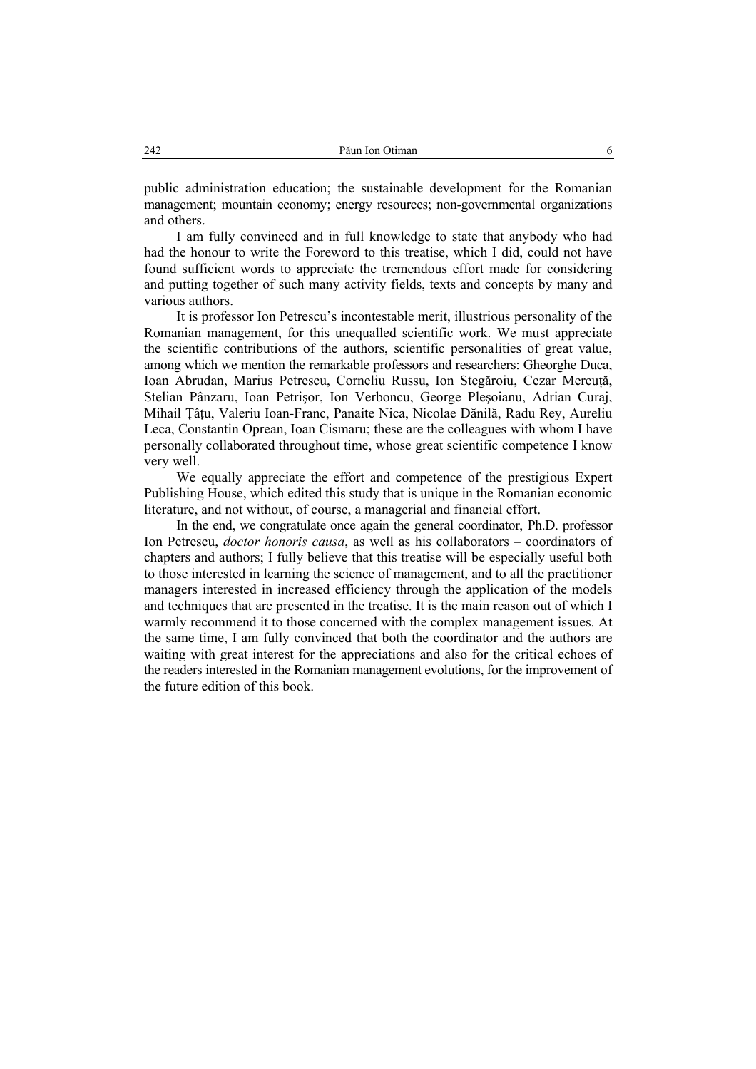public administration education; the sustainable development for the Romanian management; mountain economy; energy resources; non-governmental organizations and others.

I am fully convinced and in full knowledge to state that anybody who had had the honour to write the Foreword to this treatise, which I did, could not have found sufficient words to appreciate the tremendous effort made for considering and putting together of such many activity fields, texts and concepts by many and various authors.

It is professor Ion Petrescu's incontestable merit, illustrious personality of the Romanian management, for this unequalled scientific work. We must appreciate the scientific contributions of the authors, scientific personalities of great value, among which we mention the remarkable professors and researchers: Gheorghe Duca, Ioan Abrudan, Marius Petrescu, Corneliu Russu, Ion Stegăroiu, Cezar Mereuță, Stelian Pânzaru, Ioan Petrişor, Ion Verboncu, George Pleşoianu, Adrian Curaj, Mihail Țâțu, Valeriu Ioan-Franc, Panaite Nica, Nicolae Dănilă, Radu Rey, Aureliu Leca, Constantin Oprean, Ioan Cismaru; these are the colleagues with whom I have personally collaborated throughout time, whose great scientific competence I know very well.

We equally appreciate the effort and competence of the prestigious Expert Publishing House, which edited this study that is unique in the Romanian economic literature, and not without, of course, a managerial and financial effort.

In the end, we congratulate once again the general coordinator, Ph.D. professor Ion Petrescu, *doctor honoris causa*, as well as his collaborators – coordinators of chapters and authors; I fully believe that this treatise will be especially useful both to those interested in learning the science of management, and to all the practitioner managers interested in increased efficiency through the application of the models and techniques that are presented in the treatise. It is the main reason out of which I warmly recommend it to those concerned with the complex management issues. At the same time, I am fully convinced that both the coordinator and the authors are waiting with great interest for the appreciations and also for the critical echoes of the readers interested in the Romanian management evolutions, for the improvement of the future edition of this book.